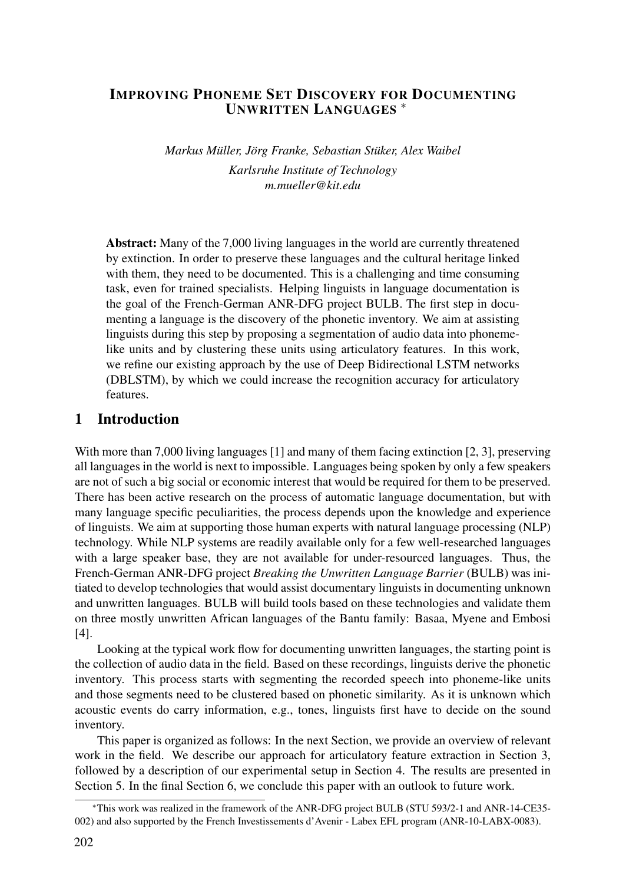# Improving Phoneme Set Discovery for Documenting Unwritten Languages *

*Markus Müller, Jörg Franke, Sebastian Stüker, Alex Waibel*

*Karlsruhe Institute of Technology*

*m.mueller@kit.edu*

**Abstract:** Many of the 7,000 living languages in the world are currently threatened by extinction. In order to preserve these languages and the cultural heritage linked with them, they need to be documented. This is a challenging and time consuming task, even for trained specialists. Helping linguists in language documentation is the goal of the French-German ANR-DFG project BULB. The first step in documenting a language is the discovery of the phonetic inventory. We aim at assisting linguists during this step by proposing a segmentation of audio data into phoneme-like units and by clustering these units using articulatory features. In this work, we refine our existing approach by the use of Deep Bidirectional LSTM networks (DBLSTM), by which we could increase the recognition accuracy for articulatory features.

## 1 Introduction

With more than 7,000 living languages [1] and many of them facing extinction [2, 3], preserving all languages in the world is next to impossible. Languages being spoken by only a few speakers are not of such a big social or economic interest that would be required for them to be preserved. There has been active research on the process of automatic language documentation, but with many language specific peculiarities, the process depends upon the knowledge and experience of linguists. We aim at supporting those human experts with natural language processing (NLP) technology. While NLP systems are readily available only for a few well-researched languages with a large speaker base, they are not available for under-resourced languages. Thus, the French-German ANR-DFG project *Breaking the Unwritten Language Barrier* (BULB) was initiated to develop technologies that would assist documentary linguists in documenting unknown and unwritten languages. BULB will build tools based on these technologies and validate them on three mostly unwritten African languages of the Bantu family: Basaa, Myene and Embosi [4].

Looking at the typical work flow for documenting unwritten languages, the starting point is the collection of audio data in the field. Based on these recordings, linguists derive the phonetic inventory. This process starts with segmenting the recorded speech into phoneme-like units and those segments need to be clustered based on phonetic similarity. As it is unknown which acoustic events do carry information, e.g., tones, linguists first have to decide on the sound inventory.

This paper is organized as follows: In the next Section, we provide an overview of relevant work in the field. We describe our approach for articulatory feature extraction in Section 3, followed by a description of our experimental setup in Section 4. The results are presented in Section 5. In the final Section 6, we conclude this paper with an outlook to future work.

*This work was realized in the framework of the ANR-DFG project BULB (STU 593/2-1 and ANR-14-CE35-002) and also supported by the French Investissements d'Avenir - Labex EFL program (ANR-10-LABX-0083).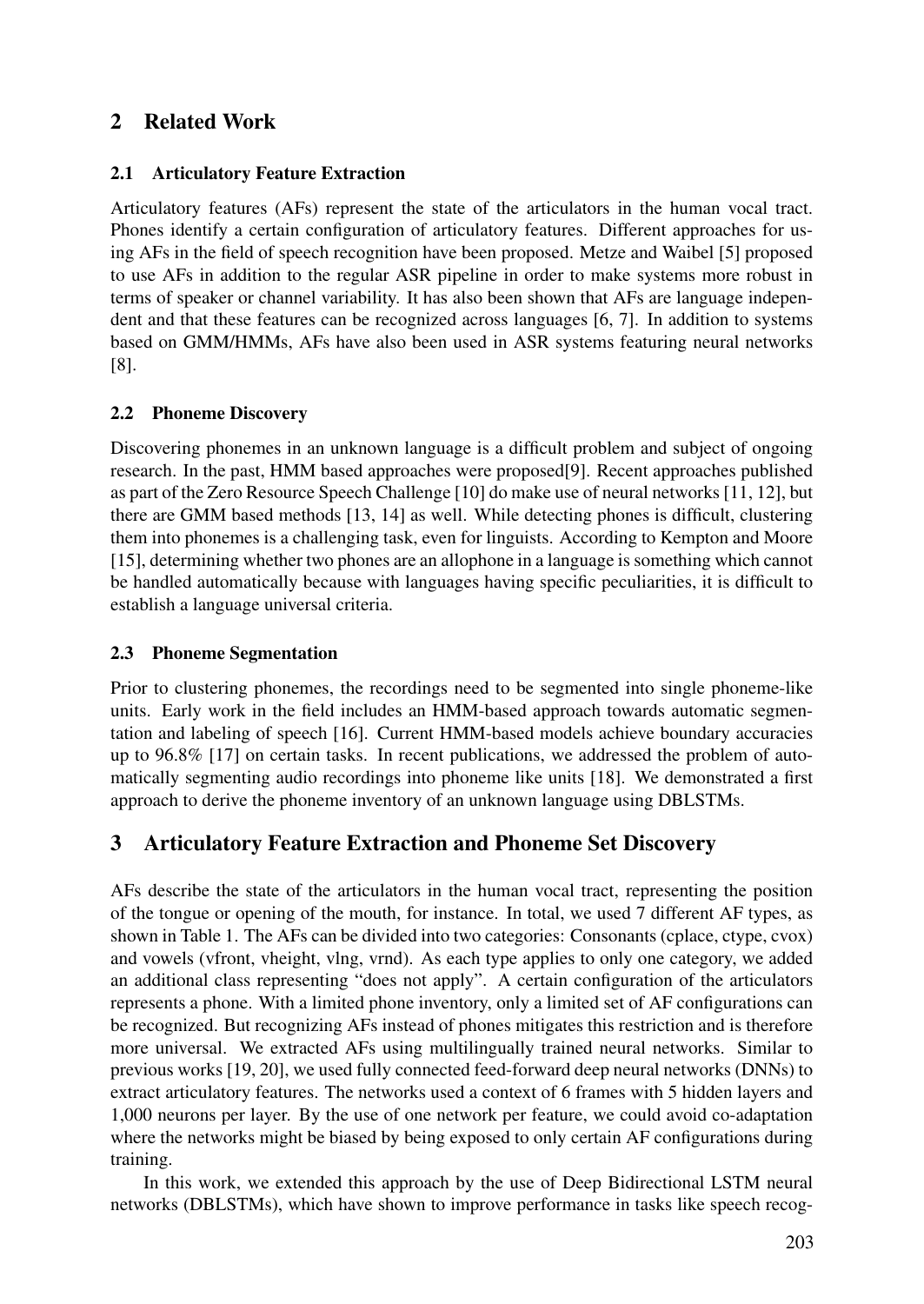## 2 Related Work

### 2.1 Articulatory Feature Extraction

Articulatory features (AFs) represent the state of the articulators in the human vocal tract. Phones identify a certain configuration of articulatory features. Different approaches for using AFs in the field of speech recognition have been proposed. Metze and Waibel [5] proposed to use AFs in addition to the regular ASR pipeline in order to make systems more robust in terms of speaker or channel variability. It has also been shown that AFs are language independent and that these features can be recognized across languages [6, 7]. In addition to systems based on GMM/HMMs, AFs have also been used in ASR systems featuring neural networks [8].

### 2.2 Phoneme Discovery

Discovering phonemes in an unknown language is a difficult problem and subject of ongoing research. In the past, HMM based approaches were proposed[9]. Recent approaches published as part of the Zero Resource Speech Challenge [10] do make use of neural networks [11, 12], but there are GMM based methods [13, 14] as well. While detecting phones is difficult, clustering them into phonemes is a challenging task, even for linguists. According to Kempton and Moore [15], determining whether two phones are an allophone in a language is something which cannot be handled automatically because with languages having specific peculiarities, it is difficult to establish a language universal criteria.

### 2.3 Phoneme Segmentation

Prior to clustering phonemes, the recordings need to be segmented into single phoneme-like units. Early work in the field includes an HMM-based approach towards automatic segmentation and labeling of speech [16]. Current HMM-based models achieve boundary accuracies up to 96.8% [17] on certain tasks. In recent publications, we addressed the problem of automatically segmenting audio recordings into phoneme like units [18]. We demonstrated a first approach to derive the phoneme inventory of an unknown language using DBLSTMs.

## 3 Articulatory Feature Extraction and Phoneme Set Discovery

AFs describe the state of the articulators in the human vocal tract, representing the position of the tongue or opening of the mouth, for instance. In total, we used 7 different AF types, as shown in Table 1. The AFs can be divided into two categories: Consonants (cplace, ctype, cvox) and vowels (vfront, vheight, vlng, vrnd). As each type applies to only one category, we added an additional class representing "does not apply". A certain configuration of the articulators represents a phone. With a limited phone inventory, only a limited set of AF configurations can be recognized. But recognizing AFs instead of phones mitigates this restriction and is therefore more universal. We extracted AFs using multilingually trained neural networks. Similar to previous works [19, 20], we used fully connected feed-forward deep neural networks (DNNs) to extract articulatory features. The networks used a context of 6 frames with 5 hidden layers and 1,000 neurons per layer. By the use of one network per feature, we could avoid co-adaptation where the networks might be biased by being exposed to only certain AF configurations during training.

In this work, we extended this approach by the use of Deep Bidirectional LSTM neural networks (DBLSTMs), which have shown to improve performance in tasks like speech recog-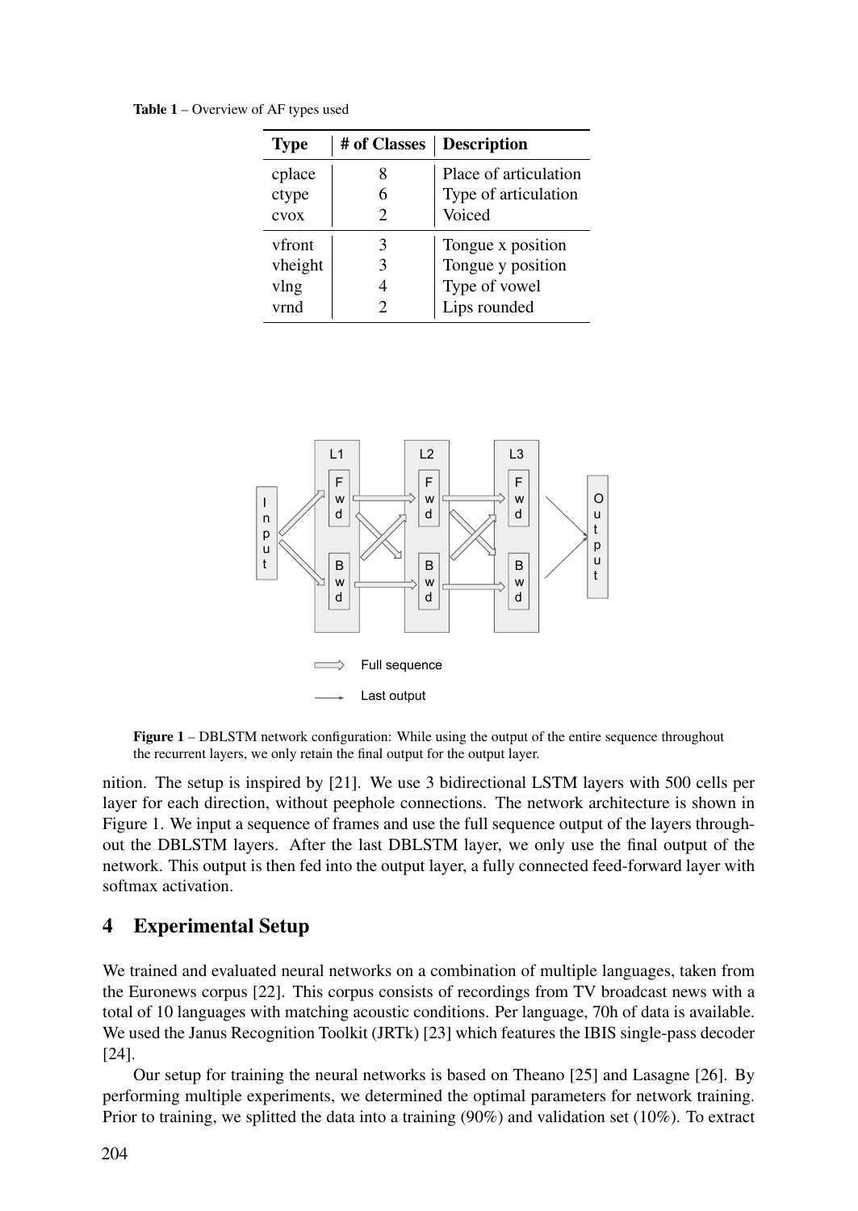**Table 1** – Overview of AF types used

| Type | # of Classes | Description |
|---|---|---|
| cplace | 8 | Place of articulation |
| ctype | 6 | Type of articulation |
| cvox | 2 | Voiced |
| vfront | 3 | Tongue x position |
| vheight | 3 | Tongue y position |
| vlng | 4 | Type of vowel |
| vrnd | 2 | Lips rounded |

**Figure 1** – DBLSTM network configuration: While using the output of the entire sequence throughout the recurrent layers, we only retain the final output for the output layer.

nition. The setup is inspired by [21]. We use 3 bidirectional LSTM layers with 500 cells per layer for each direction, without peephole connections. The network architecture is shown in Figure 1. We input a sequence of frames and use the full sequence output of the layers throughout the DBLSTM layers. After the last DBLSTM layer, we only use the final output of the network. This output is then fed into the output layer, a fully connected feed-forward layer with softmax activation.

## 4 Experimental Setup

We trained and evaluated neural networks on a combination of multiple languages, taken from the Euronews corpus [22]. This corpus consists of recordings from TV broadcast news with a total of 10 languages with matching acoustic conditions. Per language, 70h of data is available. We used the Janus Recognition Toolkit (JRTk) [23] which features the IBIS single-pass decoder [24].

Our setup for training the neural networks is based on Theano [25] and Lasagne [26]. By performing multiple experiments, we determined the optimal parameters for network training. Prior to training, we splitted the data into a training (90%) and validation set (10%). To extract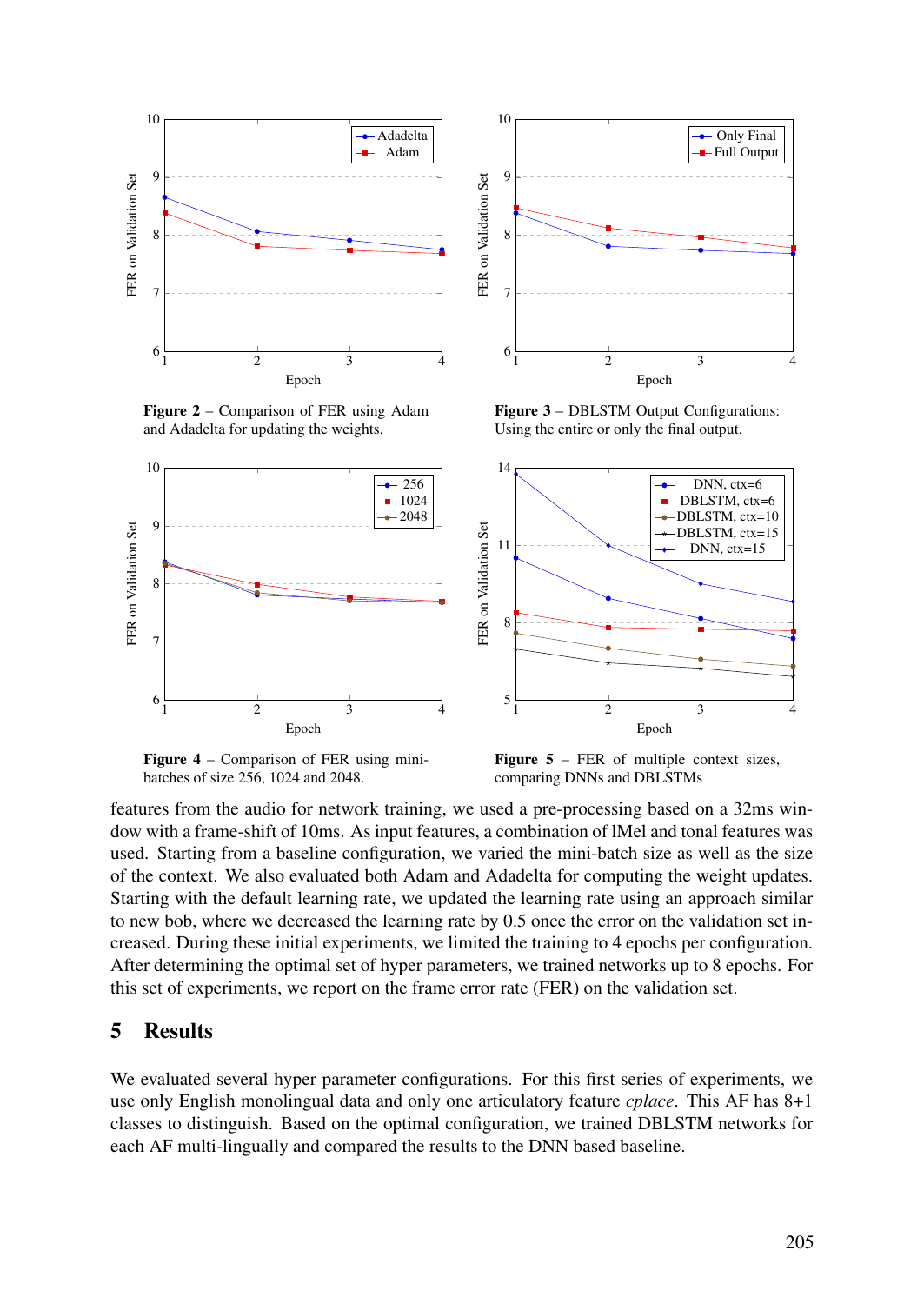**Figure 2** – Comparison of FER using Adam and Adadelta for updating the weights.

**Figure 3** – DBLSTM Output Configurations: Using the entire or only the final output.

**Figure 4** – Comparison of FER using mini-batches of size 256, 1024 and 2048.

**Figure 5** – FER of multiple context sizes, comparing DNNs and DBLSTMs

features from the audio for network training, we used a pre-processing based on a 32ms window with a frame-shift of 10ms. As input features, a combination of lMel and tonal features was used. Starting from a baseline configuration, we varied the mini-batch size as well as the size of the context. We also evaluated both Adam and Adadelta for computing the weight updates. Starting with the default learning rate, we updated the learning rate using an approach similar to new bob, where we decreased the learning rate by 0.5 once the error on the validation set increased. During these initial experiments, we limited the training to 4 epochs per configuration. After determining the optimal set of hyper parameters, we trained networks up to 8 epochs. For this set of experiments, we report on the frame error rate (FER) on the validation set.

## 5 Results

We evaluated several hyper parameter configurations. For this first series of experiments, we use only English monolingual data and only one articulatory feature *cplace*. This AF has 8+1 classes to distinguish. Based on the optimal configuration, we trained DBLSTM networks for each AF multi-lingually and compared the results to the DNN based baseline.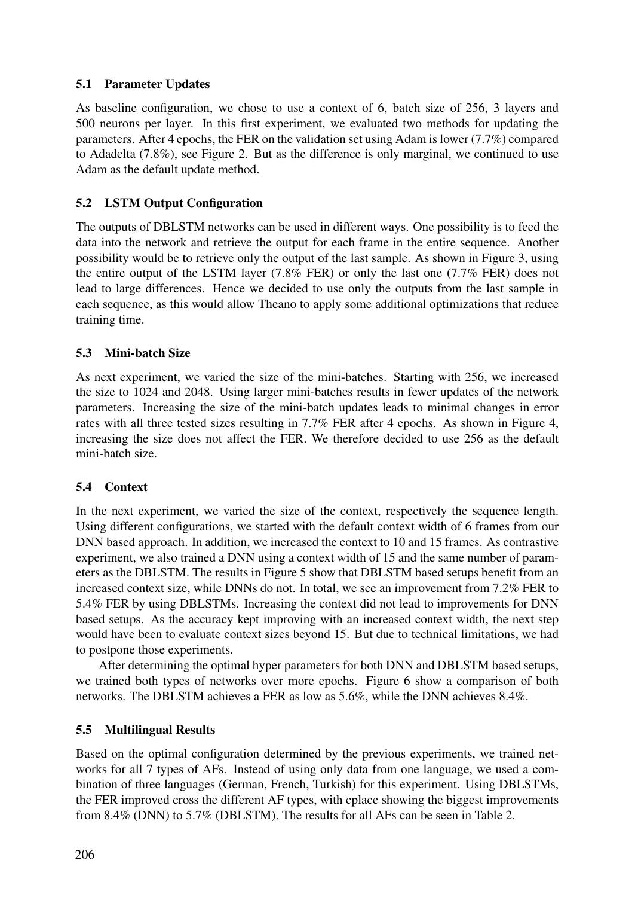### 5.1 Parameter Updates

As baseline configuration, we chose to use a context of 6, batch size of 256, 3 layers and 500 neurons per layer. In this first experiment, we evaluated two methods for updating the parameters. After 4 epochs, the FER on the validation set using Adam is lower (7.7%) compared to Adadelta (7.8%), see Figure 2. But as the difference is only marginal, we continued to use Adam as the default update method.

### 5.2 LSTM Output Configuration

The outputs of DBLSTM networks can be used in different ways. One possibility is to feed the data into the network and retrieve the output for each frame in the entire sequence. Another possibility would be to retrieve only the output of the last sample. As shown in Figure 3, using the entire output of the LSTM layer (7.8% FER) or only the last one (7.7% FER) does not lead to large differences. Hence we decided to use only the outputs from the last sample in each sequence, as this would allow Theano to apply some additional optimizations that reduce training time.

### 5.3 Mini-batch Size

As next experiment, we varied the size of the mini-batches. Starting with 256, we increased the size to 1024 and 2048. Using larger mini-batches results in fewer updates of the network parameters. Increasing the size of the mini-batch updates leads to minimal changes in error rates with all three tested sizes resulting in 7.7% FER after 4 epochs. As shown in Figure 4, increasing the size does not affect the FER. We therefore decided to use 256 as the default mini-batch size.

### 5.4 Context

In the next experiment, we varied the size of the context, respectively the sequence length. Using different configurations, we started with the default context width of 6 frames from our DNN based approach. In addition, we increased the context to 10 and 15 frames. As contrastive experiment, we also trained a DNN using a context width of 15 and the same number of parameters as the DBLSTM. The results in Figure 5 show that DBLSTM based setups benefit from an increased context size, while DNNs do not. In total, we see an improvement from 7.2% FER to 5.4% FER by using DBLSTMs. Increasing the context did not lead to improvements for DNN based setups. As the accuracy kept improving with an increased context width, the next step would have been to evaluate context sizes beyond 15. But due to technical limitations, we had to postpone those experiments.

After determining the optimal hyper parameters for both DNN and DBLSTM based setups, we trained both types of networks over more epochs. Figure 6 show a comparison of both networks. The DBLSTM achieves a FER as low as 5.6%, while the DNN achieves 8.4%.

### 5.5 Multilingual Results

Based on the optimal configuration determined by the previous experiments, we trained networks for all 7 types of AFs. Instead of using only data from one language, we used a combination of three languages (German, French, Turkish) for this experiment. Using DBLSTMs, the FER improved cross the different AF types, with cplace showing the biggest improvements from 8.4% (DNN) to 5.7% (DBLSTM). The results for all AFs can be seen in Table 2.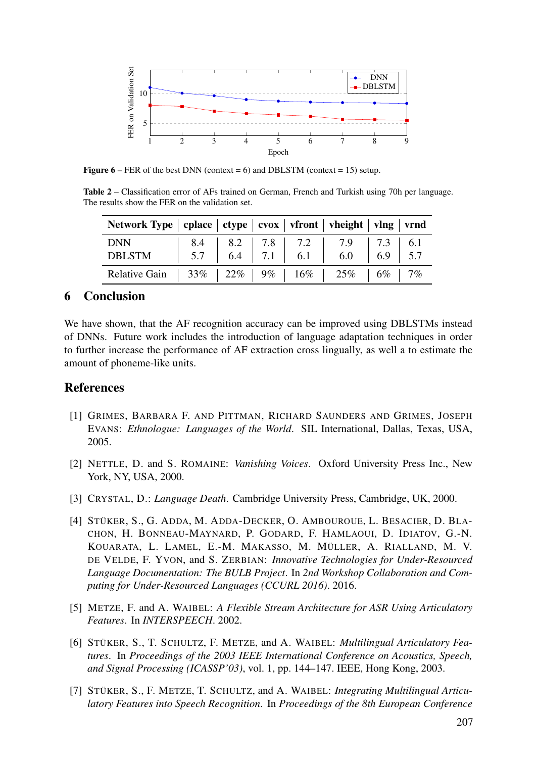**Figure 6** – FER of the best DNN (context = 6) and DBLSTM (context = 15) setup.

**Table 2** – Classification error of AFs trained on German, French and Turkish using 70h per language. The results show the FER on the validation set.

| Network Type | cplace | ctype | cvox | vfront | vheight | vlng | vrnd |
|---|---|---|---|---|---|---|---|
| DNN | 8.4 | 8.2 | 7.8 | 7.2 | 7.9 | 7.3 | 6.1 |
| DBLSTM | 5.7 | 6.4 | 7.1 | 6.1 | 6.0 | 6.9 | 5.7 |
| Relative Gain | 33% | 22% | 9% | 16% | 25% | 6% | 7% |

## 6 Conclusion

We have shown, that the AF recognition accuracy can be improved using DBLSTMs instead of DNNs. Future work includes the introduction of language adaptation techniques in order to further increase the performance of AF extraction cross lingually, as well a to estimate the amount of phoneme-like units.

## References

[1] Grimes, Barbara F. and Pittman, Richard Saunders and Grimes, Joseph Evans: *Ethnologue: Languages of the World*. SIL International, Dallas, Texas, USA, 2005.

[2] Nettle, D. and S. Romaine: *Vanishing Voices*. Oxford University Press Inc., New York, NY, USA, 2000.

[3] Crystal, D.: *Language Death*. Cambridge University Press, Cambridge, UK, 2000.

[4] Stüker, S., G. Adda, M. Adda-Decker, O. Ambouroue, L. Besacier, D. Blachon, H. Bonneau-Maynard, P. Godard, F. Hamlaoui, D. Idiatov, G.-N. Kouarata, L. Lamel, E.-M. Makasso, M. Müller, A. Rialland, M. V. de Velde, F. Yvon, and S. Zerbian: *Innovative Technologies for Under-Resourced Language Documentation: The BULB Project*. In *2nd Workshop Collaboration and Computing for Under-Resourced Languages (CCURL 2016)*. 2016.

[5] Metze, F. and A. Waibel: *A Flexible Stream Architecture for ASR Using Articulatory Features*. In *INTERSPEECH*. 2002.

[6] Stüker, S., T. Schultz, F. Metze, and A. Waibel: *Multilingual Articulatory Features*. In *Proceedings of the 2003 IEEE International Conference on Acoustics, Speech, and Signal Processing (ICASSP'03)*, vol. 1, pp. 144–147. IEEE, Hong Kong, 2003.

[7] Stüker, S., F. Metze, T. Schultz, and A. Waibel: *Integrating Multilingual Articulatory Features into Speech Recognition*. In *Proceedings of the 8th European Conference*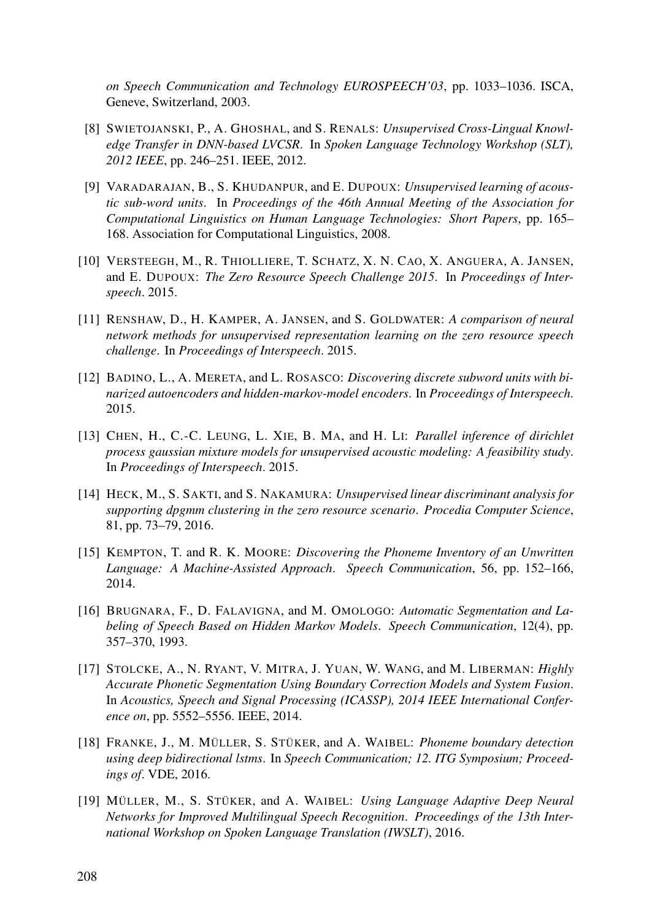*on Speech Communication and Technology EUROSPEECH'03*, pp. 1033–1036. ISCA, Geneve, Switzerland, 2003.

[8] SWIETOJANSKI, P., A. GHOSHAL, and S. RENALS: *Unsupervised Cross-Lingual Knowledge Transfer in DNN-based LVCSR*. In *Spoken Language Technology Workshop (SLT), 2012 IEEE*, pp. 246–251. IEEE, 2012.

[9] VARADARAJAN, B., S. KHUDANPUR, and E. DUPOUX: *Unsupervised learning of acoustic sub-word units*. In *Proceedings of the 46th Annual Meeting of the Association for Computational Linguistics on Human Language Technologies: Short Papers*, pp. 165–168. Association for Computational Linguistics, 2008.

[10] VERSTEEGH, M., R. THIOLLIERE, T. SCHATZ, X. N. CAO, X. ANGUERA, A. JANSEN, and E. DUPOUX: *The Zero Resource Speech Challenge 2015*. In *Proceedings of Interspeech*. 2015.

[11] RENSHAW, D., H. KAMPER, A. JANSEN, and S. GOLDWATER: *A comparison of neural network methods for unsupervised representation learning on the zero resource speech challenge*. In *Proceedings of Interspeech*. 2015.

[12] BADINO, L., A. MERETA, and L. ROSASCO: *Discovering discrete subword units with binarized autoencoders and hidden-markov-model encoders*. In *Proceedings of Interspeech*. 2015.

[13] CHEN, H., C.-C. LEUNG, L. XIE, B. MA, and H. LI: *Parallel inference of dirichlet process gaussian mixture models for unsupervised acoustic modeling: A feasibility study*. In *Proceedings of Interspeech*. 2015.

[14] HECK, M., S. SAKTI, and S. NAKAMURA: *Unsupervised linear discriminant analysis for supporting dpgmm clustering in the zero resource scenario*. *Procedia Computer Science*, 81, pp. 73–79, 2016.

[15] KEMPTON, T. and R. K. MOORE: *Discovering the Phoneme Inventory of an Unwritten Language: A Machine-Assisted Approach*. *Speech Communication*, 56, pp. 152–166, 2014.

[16] BRUGNARA, F., D. FALAVIGNA, and M. OMOLOGO: *Automatic Segmentation and Labeling of Speech Based on Hidden Markov Models*. *Speech Communication*, 12(4), pp. 357–370, 1993.

[17] STOLCKE, A., N. RYANT, V. MITRA, J. YUAN, W. WANG, and M. LIBERMAN: *Highly Accurate Phonetic Segmentation Using Boundary Correction Models and System Fusion*. In *Acoustics, Speech and Signal Processing (ICASSP), 2014 IEEE International Conference on*, pp. 5552–5556. IEEE, 2014.

[18] FRANKE, J., M. MÜLLER, S. STÜKER, and A. WAIBEL: *Phoneme boundary detection using deep bidirectional lstms*. In *Speech Communication; 12. ITG Symposium; Proceedings of*. VDE, 2016.

[19] MÜLLER, M., S. STÜKER, and A. WAIBEL: *Using Language Adaptive Deep Neural Networks for Improved Multilingual Speech Recognition*. *Proceedings of the 13th International Workshop on Spoken Language Translation (IWSLT)*, 2016.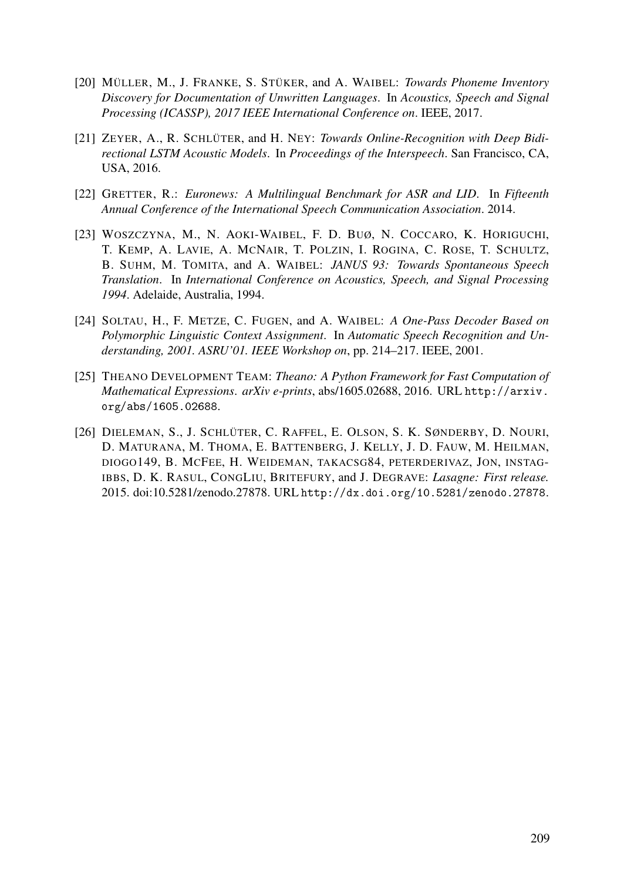[20] Müller, M., J. Franke, S. Stüker, and A. Waibel: *Towards Phoneme Inventory Discovery for Documentation of Unwritten Languages*. In *Acoustics, Speech and Signal Processing (ICASSP), 2017 IEEE International Conference on*. IEEE, 2017.

[21] Zeyer, A., R. Schlüter, and H. Ney: *Towards Online-Recognition with Deep Bidirectional LSTM Acoustic Models*. In *Proceedings of the Interspeech*. San Francisco, CA, USA, 2016.

[22] Gretter, R.: *Euronews: A Multilingual Benchmark for ASR and LID*. In *Fifteenth Annual Conference of the International Speech Communication Association*. 2014.

[23] Woszczyna, M., N. Aoki-Waibel, F. D. Buø, N. Coccaro, K. Horiguchi, T. Kemp, A. Lavie, A. McNair, T. Polzin, I. Rogina, C. Rose, T. Schultz, B. Suhm, M. Tomita, and A. Waibel: *JANUS 93: Towards Spontaneous Speech Translation*. In *International Conference on Acoustics, Speech, and Signal Processing 1994*. Adelaide, Australia, 1994.

[24] Soltau, H., F. Metze, C. Fugen, and A. Waibel: *A One-Pass Decoder Based on Polymorphic Linguistic Context Assignment*. In *Automatic Speech Recognition and Understanding, 2001. ASRU'01. IEEE Workshop on*, pp. 214–217. IEEE, 2001.

[25] Theano Development Team: *Theano: A Python Framework for Fast Computation of Mathematical Expressions*. *arXiv e-prints*, abs/1605.02688, 2016. URL `http://arxiv.org/abs/1605.02688`.

[26] Dieleman, S., J. Schlüter, C. Raffel, E. Olson, S. K. Sønderby, D. Nouri, D. Maturana, M. Thoma, E. Battenberg, J. Kelly, J. D. Fauw, M. Heilman, diogo149, B. McFee, H. Weideman, takacsg84, peterderivaz, Jon, instagibbs, D. K. Rasul, CongLiu, Britefury, and J. Degrave: *Lasagne: First release.* 2015. doi:10.5281/zenodo.27878. URL `http://dx.doi.org/10.5281/zenodo.27878`.